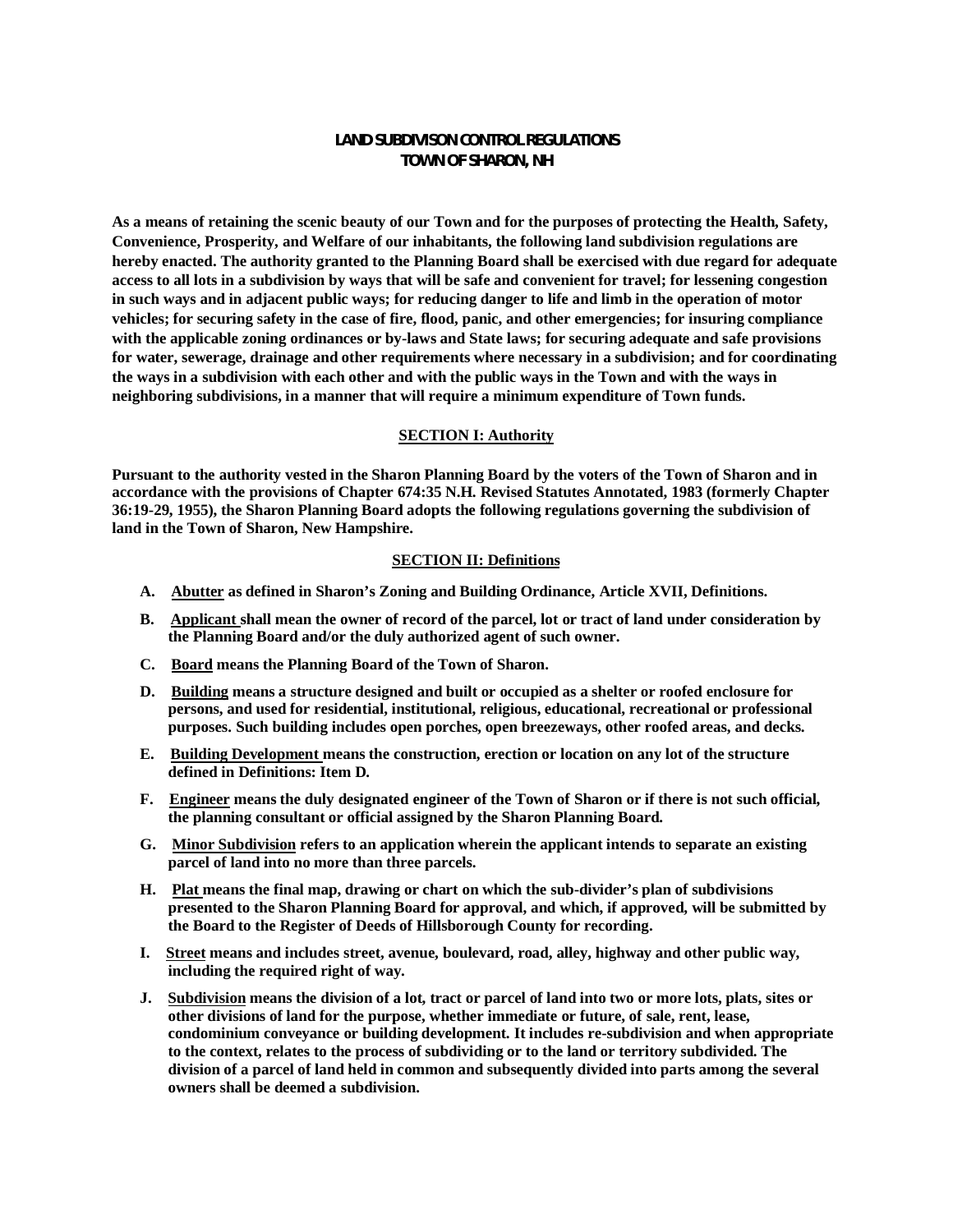# LAND SUBDIVISON CONTROL REGULATIONS
# TOWN OF SHARON, NH

**As a means of retaining the scenic beauty of our Town and for the purposes of protecting the Health, Safety, Convenience, Prosperity, and Welfare of our inhabitants, the following land subdivision regulations are hereby enacted. The authority granted to the Planning Board shall be exercised with due regard for adequate access to all lots in a subdivision by ways that will be safe and convenient for travel; for lessening congestion in such ways and in adjacent public ways; for reducing danger to life and limb in the operation of motor vehicles; for securing safety in the case of fire, flood, panic, and other emergencies; for insuring compliance with the applicable zoning ordinances or by-laws and State laws; for securing adequate and safe provisions for water, sewerage, drainage and other requirements where necessary in a subdivision; and for coordinating the ways in a subdivision with each other and with the public ways in the Town and with the ways in neighboring subdivisions, in a manner that will require a minimum expenditure of Town funds.**

## SECTION I: Authority

**Pursuant to the authority vested in the Sharon Planning Board by the voters of the Town of Sharon and in accordance with the provisions of Chapter 674:35 N.H. Revised Statutes Annotated, 1983 (formerly Chapter 36:19-29, 1955), the Sharon Planning Board adopts the following regulations governing the subdivision of land in the Town of Sharon, New Hampshire.**

## SECTION II: Definitions

**A. Abutter as defined in Sharon's Zoning and Building Ordinance, Article XVII, Definitions.**

**B. Applicant shall mean the owner of record of the parcel, lot or tract of land under consideration by the Planning Board and/or the duly authorized agent of such owner.**

**C. Board means the Planning Board of the Town of Sharon.**

**D. Building means a structure designed and built or occupied as a shelter or roofed enclosure for persons, and used for residential, institutional, religious, educational, recreational or professional purposes. Such building includes open porches, open breezeways, other roofed areas, and decks.**

**E. Building Development means the construction, erection or location on any lot of the structure defined in Definitions: Item D.**

**F. Engineer means the duly designated engineer of the Town of Sharon or if there is not such official, the planning consultant or official assigned by the Sharon Planning Board.**

**G. Minor Subdivision refers to an application wherein the applicant intends to separate an existing parcel of land into no more than three parcels.**

**H. Plat means the final map, drawing or chart on which the sub-divider's plan of subdivisions presented to the Sharon Planning Board for approval, and which, if approved, will be submitted by the Board to the Register of Deeds of Hillsborough County for recording.**

**I. Street means and includes street, avenue, boulevard, road, alley, highway and other public way, including the required right of way.**

**J. Subdivision means the division of a lot, tract or parcel of land into two or more lots, plats, sites or other divisions of land for the purpose, whether immediate or future, of sale, rent, lease, condominium conveyance or building development. It includes re-subdivision and when appropriate to the context, relates to the process of subdividing or to the land or territory subdivided. The division of a parcel of land held in common and subsequently divided into parts among the several owners shall be deemed a subdivision.**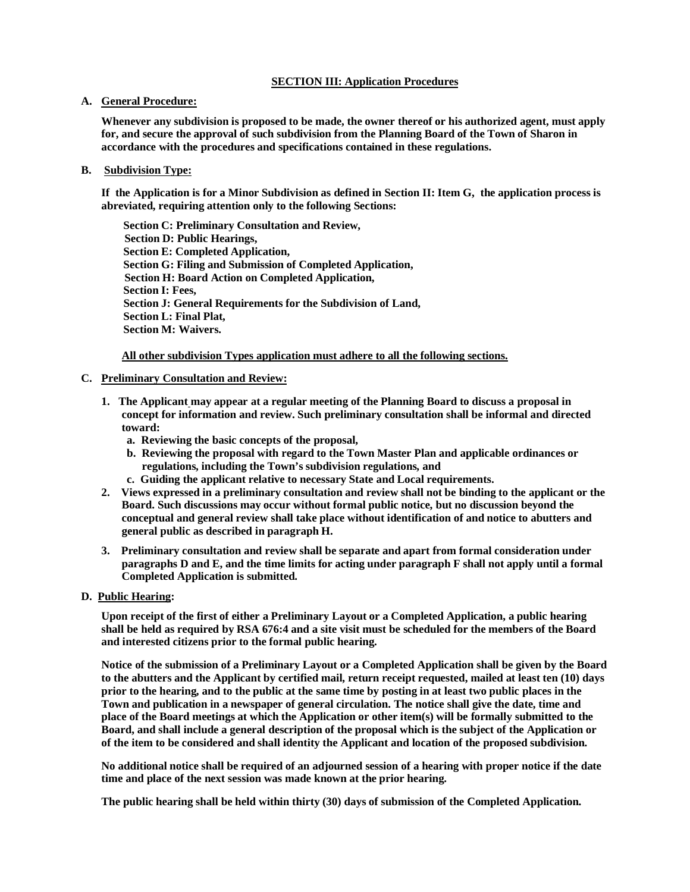## SECTION III: Application Procedures

**A. General Procedure:**

**Whenever any subdivision is proposed to be made, the owner thereof or his authorized agent, must apply for, and secure the approval of such subdivision from the Planning Board of the Town of Sharon in accordance with the procedures and specifications contained in these regulations.**

**B. Subdivision Type:**

**If the Application is for a Minor Subdivision as defined in Section II: Item G, the application process is abreviated, requiring attention only to the following Sections:**

**Section C: Preliminary Consultation and Review,**
**Section D: Public Hearings,**
**Section E: Completed Application,**
**Section G: Filing and Submission of Completed Application,**
**Section H: Board Action on Completed Application,**
**Section I: Fees,**
**Section J: General Requirements for the Subdivision of Land,**
**Section L: Final Plat,**
**Section M: Waivers.**

**All other subdivision Types application must adhere to all the following sections.**

**C. Preliminary Consultation and Review:**

1. **The Applicant may appear at a regular meeting of the Planning Board to discuss a proposal in concept for information and review. Such preliminary consultation shall be informal and directed toward:**
   a. **Reviewing the basic concepts of the proposal,**
   b. **Reviewing the proposal with regard to the Town Master Plan and applicable ordinances or regulations, including the Town's subdivision regulations, and**
   c. **Guiding the applicant relative to necessary State and Local requirements.**
2. **Views expressed in a preliminary consultation and review shall not be binding to the applicant or the Board. Such discussions may occur without formal public notice, but no discussion beyond the conceptual and general review shall take place without identification of and notice to abutters and general public as described in paragraph H.**
3. **Preliminary consultation and review shall be separate and apart from formal consideration under paragraphs D and E, and the time limits for acting under paragraph F shall not apply until a formal Completed Application is submitted.**

**D. Public Hearing:**

**Upon receipt of the first of either a Preliminary Layout or a Completed Application, a public hearing shall be held as required by RSA 676:4 and a site visit must be scheduled for the members of the Board and interested citizens prior to the formal public hearing.**

**Notice of the submission of a Preliminary Layout or a Completed Application shall be given by the Board to the abutters and the Applicant by certified mail, return receipt requested, mailed at least ten (10) days prior to the hearing, and to the public at the same time by posting in at least two public places in the Town and publication in a newspaper of general circulation. The notice shall give the date, time and place of the Board meetings at which the Application or other item(s) will be formally submitted to the Board, and shall include a general description of the proposal which is the subject of the Application or of the item to be considered and shall identity the Applicant and location of the proposed subdivision.**

**No additional notice shall be required of an adjourned session of a hearing with proper notice if the date time and place of the next session was made known at the prior hearing.**

**The public hearing shall be held within thirty (30) days of submission of the Completed Application.**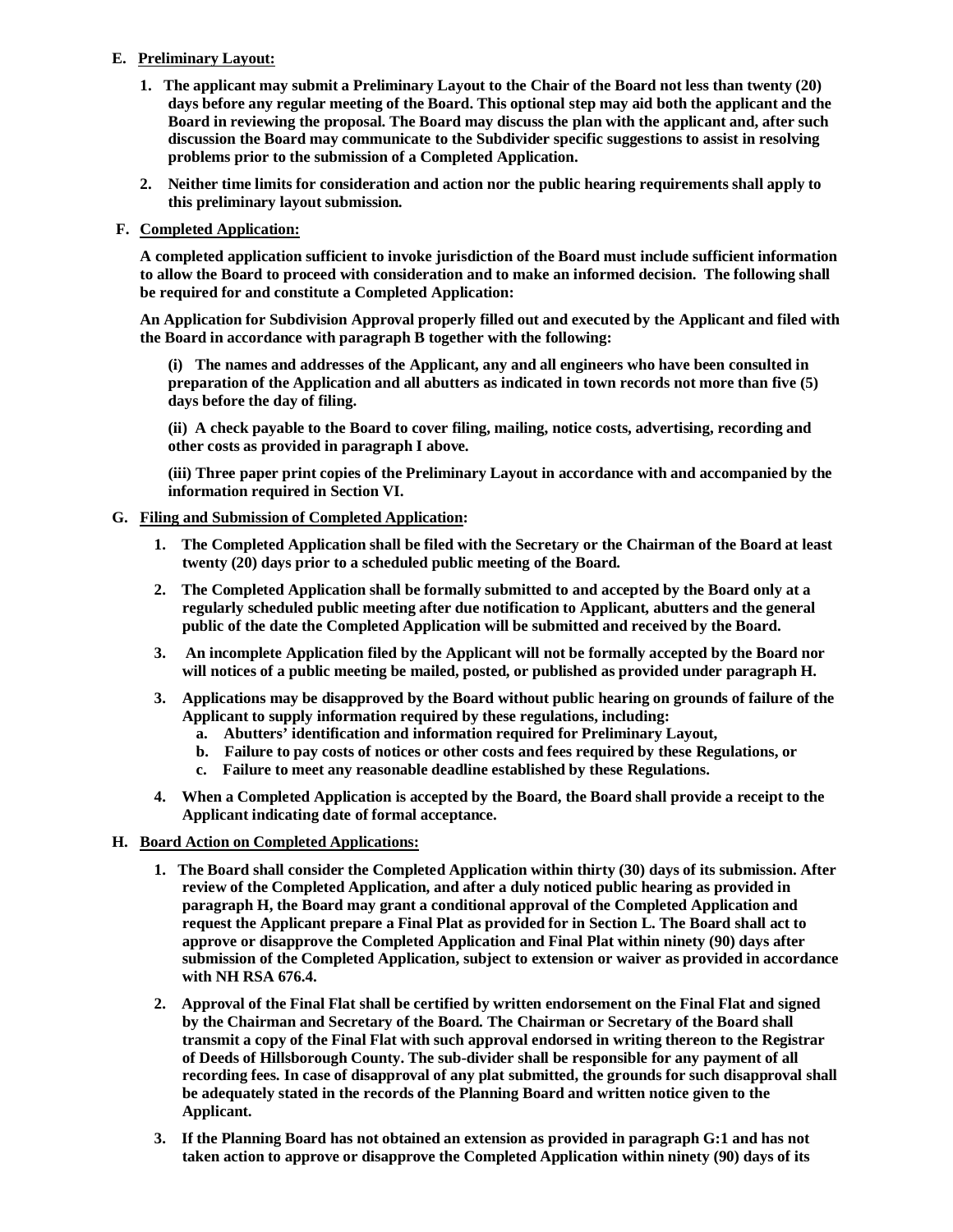**E. Preliminary Layout:**

1. **The applicant may submit a Preliminary Layout to the Chair of the Board not less than twenty (20) days before any regular meeting of the Board. This optional step may aid both the applicant and the Board in reviewing the proposal. The Board may discuss the plan with the applicant and, after such discussion the Board may communicate to the Subdivider specific suggestions to assist in resolving problems prior to the submission of a Completed Application.**

2. **Neither time limits for consideration and action nor the public hearing requirements shall apply to this preliminary layout submission.**

**F. Completed Application:**

**A completed application sufficient to invoke jurisdiction of the Board must include sufficient information to allow the Board to proceed with consideration and to make an informed decision. The following shall be required for and constitute a Completed Application:**

**An Application for Subdivision Approval properly filled out and executed by the Applicant and filed with the Board in accordance with paragraph B together with the following:**

**(i) The names and addresses of the Applicant, any and all engineers who have been consulted in preparation of the Application and all abutters as indicated in town records not more than five (5) days before the day of filing.**

**(ii) A check payable to the Board to cover filing, mailing, notice costs, advertising, recording and other costs as provided in paragraph I above.**

**(iii) Three paper print copies of the Preliminary Layout in accordance with and accompanied by the information required in Section VI.**

**G. Filing and Submission of Completed Application:**

1. **The Completed Application shall be filed with the Secretary or the Chairman of the Board at least twenty (20) days prior to a scheduled public meeting of the Board.**

2. **The Completed Application shall be formally submitted to and accepted by the Board only at a regularly scheduled public meeting after due notification to Applicant, abutters and the general public of the date the Completed Application will be submitted and received by the Board.**

3. **An incomplete Application filed by the Applicant will not be formally accepted by the Board nor will notices of a public meeting be mailed, posted, or published as provided under paragraph H.**

3. **Applications may be disapproved by the Board without public hearing on grounds of failure of the Applicant to supply information required by these regulations, including:**
   - a. **Abutters' identification and information required for Preliminary Layout,**
   - b. **Failure to pay costs of notices or other costs and fees required by these Regulations, or**
   - c. **Failure to meet any reasonable deadline established by these Regulations.**

4. **When a Completed Application is accepted by the Board, the Board shall provide a receipt to the Applicant indicating date of formal acceptance.**

**H. Board Action on Completed Applications:**

1. **The Board shall consider the Completed Application within thirty (30) days of its submission. After review of the Completed Application, and after a duly noticed public hearing as provided in paragraph H, the Board may grant a conditional approval of the Completed Application and request the Applicant prepare a Final Plat as provided for in Section L. The Board shall act to approve or disapprove the Completed Application and Final Plat within ninety (90) days after submission of the Completed Application, subject to extension or waiver as provided in accordance with NH RSA 676.4.**

2. **Approval of the Final Flat shall be certified by written endorsement on the Final Flat and signed by the Chairman and Secretary of the Board. The Chairman or Secretary of the Board shall transmit a copy of the Final Flat with such approval endorsed in writing thereon to the Registrar of Deeds of Hillsborough County. The sub-divider shall be responsible for any payment of all recording fees. In case of disapproval of any plat submitted, the grounds for such disapproval shall be adequately stated in the records of the Planning Board and written notice given to the Applicant.**

3. **If the Planning Board has not obtained an extension as provided in paragraph G:1 and has not taken action to approve or disapprove the Completed Application within ninety (90) days of its**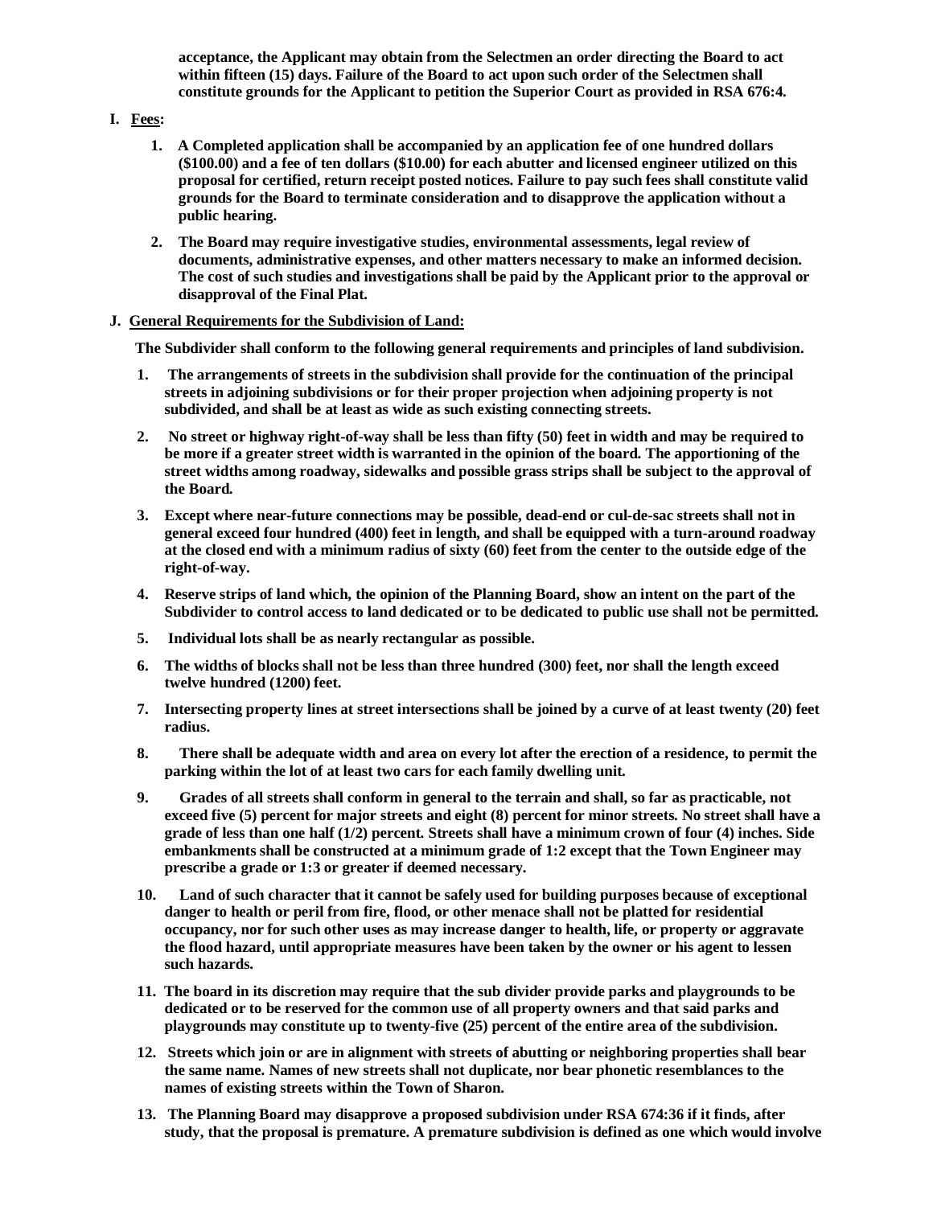**acceptance, the Applicant may obtain from the Selectmen an order directing the Board to act within fifteen (15) days. Failure of the Board to act upon such order of the Selectmen shall constitute grounds for the Applicant to petition the Superior Court as provided in RSA 676:4.**

**I. Fees:**

1. **A Completed application shall be accompanied by an application fee of one hundred dollars ($100.00) and a fee of ten dollars ($10.00) for each abutter and licensed engineer utilized on this proposal for certified, return receipt posted notices. Failure to pay such fees shall constitute valid grounds for the Board to terminate consideration and to disapprove the application without a public hearing.**

2. **The Board may require investigative studies, environmental assessments, legal review of documents, administrative expenses, and other matters necessary to make an informed decision. The cost of such studies and investigations shall be paid by the Applicant prior to the approval or disapproval of the Final Plat.**

**J. General Requirements for the Subdivision of Land:**

**The Subdivider shall conform to the following general requirements and principles of land subdivision.**

1. **The arrangements of streets in the subdivision shall provide for the continuation of the principal streets in adjoining subdivisions or for their proper projection when adjoining property is not subdivided, and shall be at least as wide as such existing connecting streets.**

2. **No street or highway right-of-way shall be less than fifty (50) feet in width and may be required to be more if a greater street width is warranted in the opinion of the board. The apportioning of the street widths among roadway, sidewalks and possible grass strips shall be subject to the approval of the Board.**

3. **Except where near-future connections may be possible, dead-end or cul-de-sac streets shall not in general exceed four hundred (400) feet in length, and shall be equipped with a turn-around roadway at the closed end with a minimum radius of sixty (60) feet from the center to the outside edge of the right-of-way.**

4. **Reserve strips of land which, the opinion of the Planning Board, show an intent on the part of the Subdivider to control access to land dedicated or to be dedicated to public use shall not be permitted.**

5. **Individual lots shall be as nearly rectangular as possible.**

6. **The widths of blocks shall not be less than three hundred (300) feet, nor shall the length exceed twelve hundred (1200) feet.**

7. **Intersecting property lines at street intersections shall be joined by a curve of at least twenty (20) feet radius.**

8. **There shall be adequate width and area on every lot after the erection of a residence, to permit the parking within the lot of at least two cars for each family dwelling unit.**

9. **Grades of all streets shall conform in general to the terrain and shall, so far as practicable, not exceed five (5) percent for major streets and eight (8) percent for minor streets. No street shall have a grade of less than one half (1/2) percent. Streets shall have a minimum crown of four (4) inches. Side embankments shall be constructed at a minimum grade of 1:2 except that the Town Engineer may prescribe a grade or 1:3 or greater if deemed necessary.**

10. **Land of such character that it cannot be safely used for building purposes because of exceptional danger to health or peril from fire, flood, or other menace shall not be platted for residential occupancy, nor for such other uses as may increase danger to health, life, or property or aggravate the flood hazard, until appropriate measures have been taken by the owner or his agent to lessen such hazards.**

11. **The board in its discretion may require that the sub divider provide parks and playgrounds to be dedicated or to be reserved for the common use of all property owners and that said parks and playgrounds may constitute up to twenty-five (25) percent of the entire area of the subdivision.**

12. **Streets which join or are in alignment with streets of abutting or neighboring properties shall bear the same name. Names of new streets shall not duplicate, nor bear phonetic resemblances to the names of existing streets within the Town of Sharon.**

13. **The Planning Board may disapprove a proposed subdivision under RSA 674:36 if it finds, after study, that the proposal is premature. A premature subdivision is defined as one which would involve**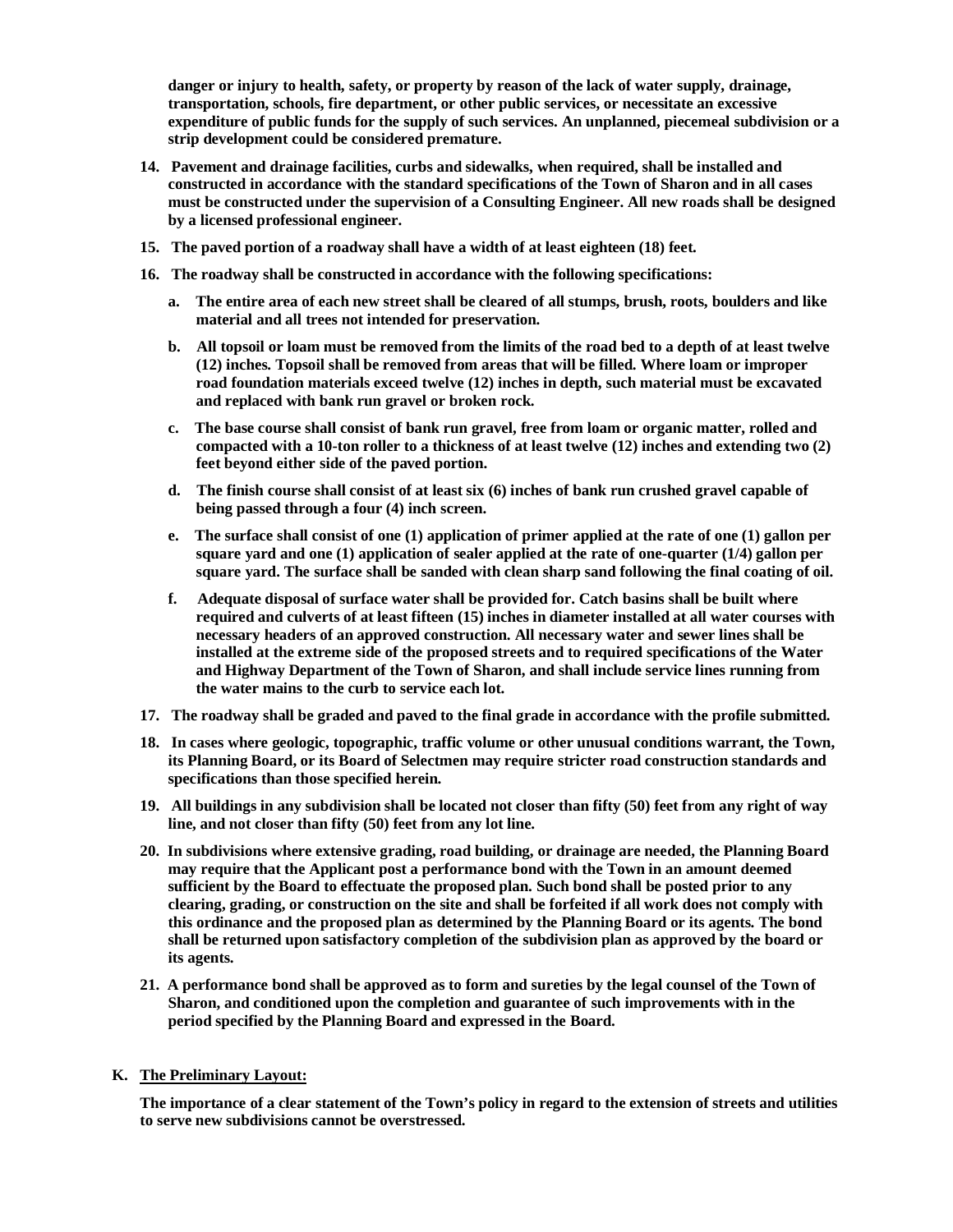**danger or injury to health, safety, or property by reason of the lack of water supply, drainage, transportation, schools, fire department, or other public services, or necessitate an excessive expenditure of public funds for the supply of such services. An unplanned, piecemeal subdivision or a strip development could be considered premature.**

14. **Pavement and drainage facilities, curbs and sidewalks, when required, shall be installed and constructed in accordance with the standard specifications of the Town of Sharon and in all cases must be constructed under the supervision of a Consulting Engineer. All new roads shall be designed by a licensed professional engineer.**

15. **The paved portion of a roadway shall have a width of at least eighteen (18) feet.**

16. **The roadway shall be constructed in accordance with the following specifications:**

    a. **The entire area of each new street shall be cleared of all stumps, brush, roots, boulders and like material and all trees not intended for preservation.**

    b. **All topsoil or loam must be removed from the limits of the road bed to a depth of at least twelve (12) inches. Topsoil shall be removed from areas that will be filled. Where loam or improper road foundation materials exceed twelve (12) inches in depth, such material must be excavated and replaced with bank run gravel or broken rock.**

    c. **The base course shall consist of bank run gravel, free from loam or organic matter, rolled and compacted with a 10-ton roller to a thickness of at least twelve (12) inches and extending two (2) feet beyond either side of the paved portion.**

    d. **The finish course shall consist of at least six (6) inches of bank run crushed gravel capable of being passed through a four (4) inch screen.**

    e. **The surface shall consist of one (1) application of primer applied at the rate of one (1) gallon per square yard and one (1) application of sealer applied at the rate of one-quarter (1/4) gallon per square yard. The surface shall be sanded with clean sharp sand following the final coating of oil.**

    f. **Adequate disposal of surface water shall be provided for. Catch basins shall be built where required and culverts of at least fifteen (15) inches in diameter installed at all water courses with necessary headers of an approved construction. All necessary water and sewer lines shall be installed at the extreme side of the proposed streets and to required specifications of the Water and Highway Department of the Town of Sharon, and shall include service lines running from the water mains to the curb to service each lot.**

17. **The roadway shall be graded and paved to the final grade in accordance with the profile submitted.**

18. **In cases where geologic, topographic, traffic volume or other unusual conditions warrant, the Town, its Planning Board, or its Board of Selectmen may require stricter road construction standards and specifications than those specified herein.**

19. **All buildings in any subdivision shall be located not closer than fifty (50) feet from any right of way line, and not closer than fifty (50) feet from any lot line.**

20. **In subdivisions where extensive grading, road building, or drainage are needed, the Planning Board may require that the Applicant post a performance bond with the Town in an amount deemed sufficient by the Board to effectuate the proposed plan. Such bond shall be posted prior to any clearing, grading, or construction on the site and shall be forfeited if all work does not comply with this ordinance and the proposed plan as determined by the Planning Board or its agents. The bond shall be returned upon satisfactory completion of the subdivision plan as approved by the board or its agents.**

21. **A performance bond shall be approved as to form and sureties by the legal counsel of the Town of Sharon, and conditioned upon the completion and guarantee of such improvements with in the period specified by the Planning Board and expressed in the Board.**

**K. <u>The Preliminary Layout:</u>**

**The importance of a clear statement of the Town's policy in regard to the extension of streets and utilities to serve new subdivisions cannot be overstressed.**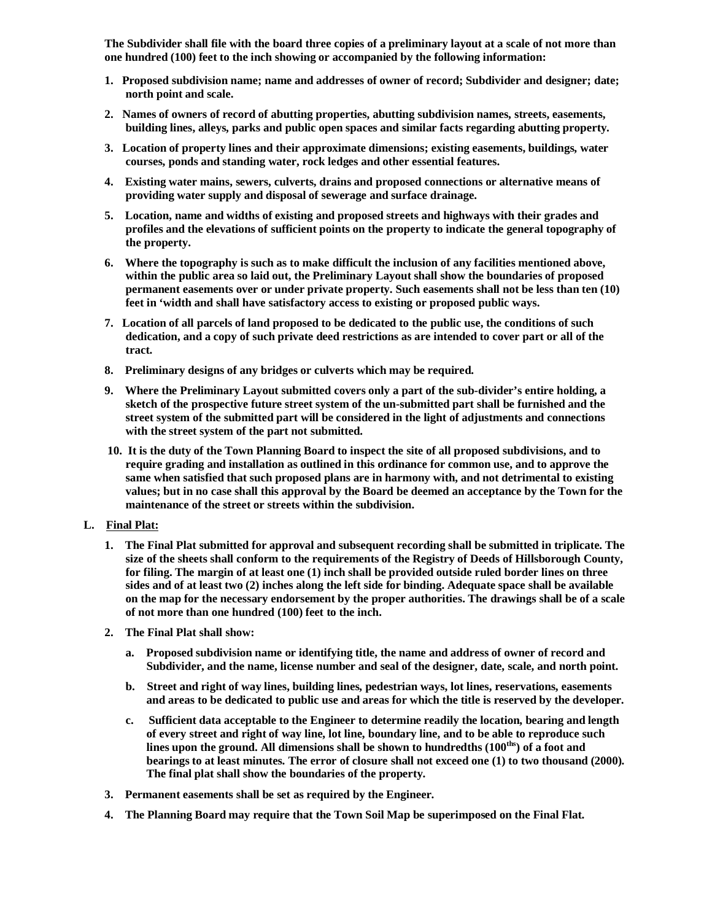**The Subdivider shall file with the board three copies of a preliminary layout at a scale of not more than one hundred (100) feet to the inch showing or accompanied by the following information:**

1. **Proposed subdivision name; name and addresses of owner of record; Subdivider and designer; date; north point and scale.**
2. **Names of owners of record of abutting properties, abutting subdivision names, streets, easements, building lines, alleys, parks and public open spaces and similar facts regarding abutting property.**
3. **Location of property lines and their approximate dimensions; existing easements, buildings, water courses, ponds and standing water, rock ledges and other essential features.**
4. **Existing water mains, sewers, culverts, drains and proposed connections or alternative means of providing water supply and disposal of sewerage and surface drainage.**
5. **Location, name and widths of existing and proposed streets and highways with their grades and profiles and the elevations of sufficient points on the property to indicate the general topography of the property.**
6. **Where the topography is such as to make difficult the inclusion of any facilities mentioned above, within the public area so laid out, the Preliminary Layout shall show the boundaries of proposed permanent easements over or under private property. Such easements shall not be less than ten (10) feet in 'width and shall have satisfactory access to existing or proposed public ways.**
7. **Location of all parcels of land proposed to be dedicated to the public use, the conditions of such dedication, and a copy of such private deed restrictions as are intended to cover part or all of the tract.**
8. **Preliminary designs of any bridges or culverts which may be required.**
9. **Where the Preliminary Layout submitted covers only a part of the sub-divider's entire holding, a sketch of the prospective future street system of the un-submitted part shall be furnished and the street system of the submitted part will be considered in the light of adjustments and connections with the street system of the part not submitted.**
10. **It is the duty of the Town Planning Board to inspect the site of all proposed subdivisions, and to require grading and installation as outlined in this ordinance for common use, and to approve the same when satisfied that such proposed plans are in harmony with, and not detrimental to existing values; but in no case shall this approval by the Board be deemed an acceptance by the Town for the maintenance of the street or streets within the subdivision.**

**L. <u>Final Plat:</u>**

1. **The Final Plat submitted for approval and subsequent recording shall be submitted in triplicate. The size of the sheets shall conform to the requirements of the Registry of Deeds of Hillsborough County, for filing. The margin of at least one (1) inch shall be provided outside ruled border lines on three sides and of at least two (2) inches along the left side for binding. Adequate space shall be available on the map for the necessary endorsement by the proper authorities. The drawings shall be of a scale of not more than one hundred (100) feet to the inch.**
2. **The Final Plat shall show:**
   - a. **Proposed subdivision name or identifying title, the name and address of owner of record and Subdivider, and the name, license number and seal of the designer, date, scale, and north point.**
   - b. **Street and right of way lines, building lines, pedestrian ways, lot lines, reservations, easements and areas to be dedicated to public use and areas for which the title is reserved by the developer.**
   - c. **Sufficient data acceptable to the Engineer to determine readily the location, bearing and length of every street and right of way line, lot line, boundary line, and to be able to reproduce such lines upon the ground. All dimensions shall be shown to hundredths (100ths) of a foot and bearings to at least minutes. The error of closure shall not exceed one (1) to two thousand (2000). The final plat shall show the boundaries of the property.**
3. **Permanent easements shall be set as required by the Engineer.**
4. **The Planning Board may require that the Town Soil Map be superimposed on the Final Flat.**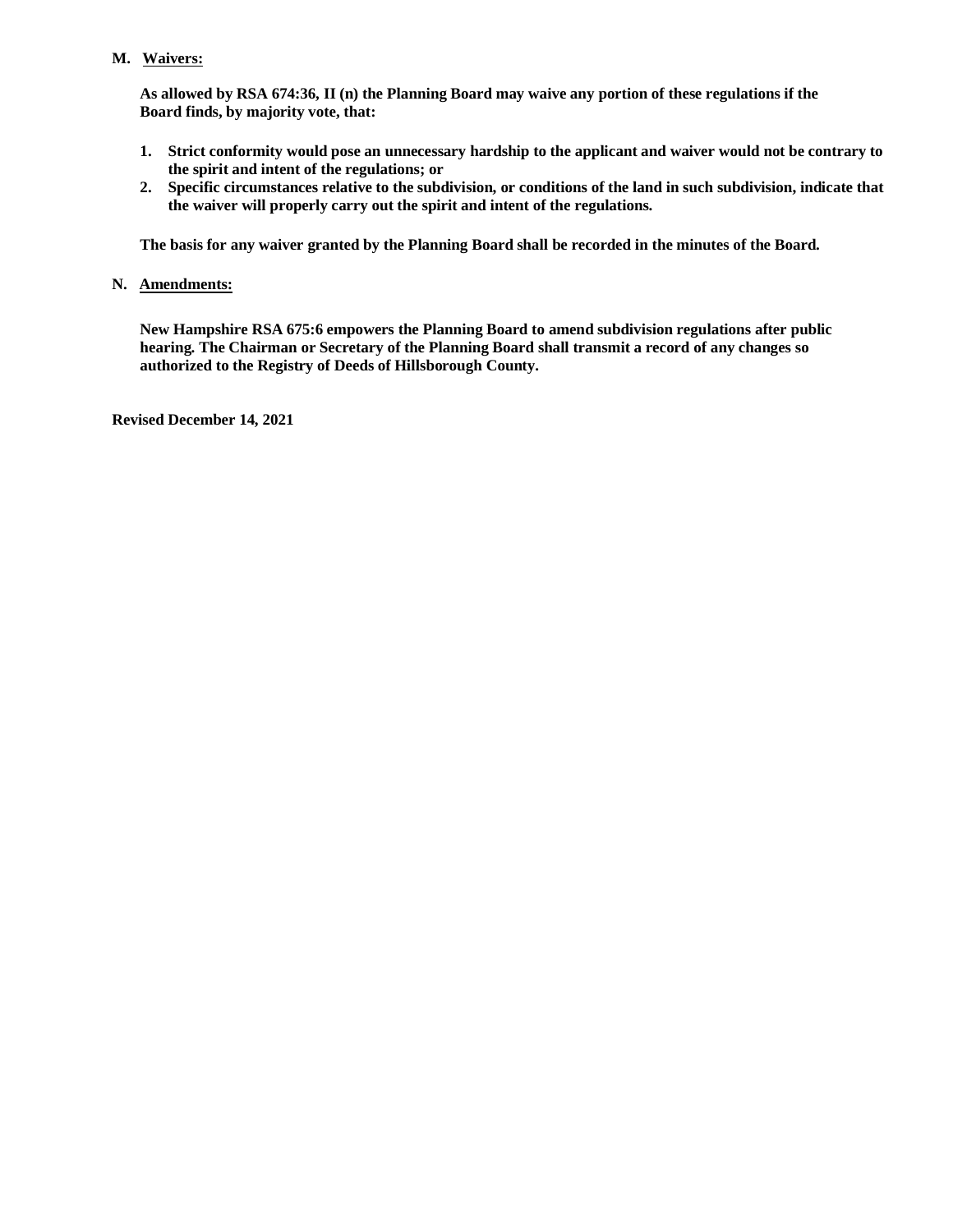**M. <u>Waivers:</u>**

**As allowed by RSA 674:36, II (n) the Planning Board may waive any portion of these regulations if the Board finds, by majority vote, that:**

1. **Strict conformity would pose an unnecessary hardship to the applicant and waiver would not be contrary to the spirit and intent of the regulations; or**
2. **Specific circumstances relative to the subdivision, or conditions of the land in such subdivision, indicate that the waiver will properly carry out the spirit and intent of the regulations.**

**The basis for any waiver granted by the Planning Board shall be recorded in the minutes of the Board.**

**N. <u>Amendments:</u>**

**New Hampshire RSA 675:6 empowers the Planning Board to amend subdivision regulations after public hearing. The Chairman or Secretary of the Planning Board shall transmit a record of any changes so authorized to the Registry of Deeds of Hillsborough County.**

**Revised December 14, 2021**